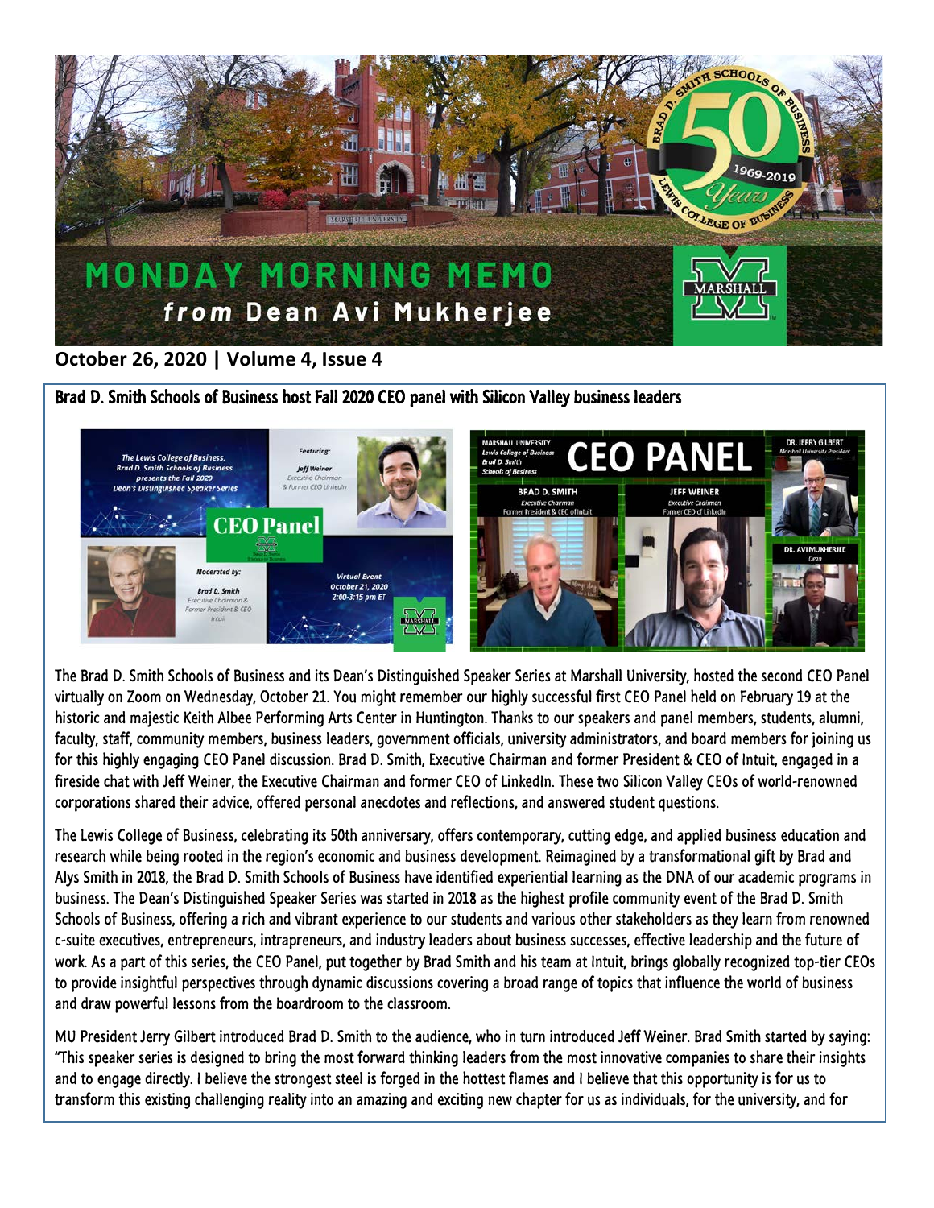# MONDAY MORNING MEMO

***from* Dean Avi Mukherjee**

**October 26, 2020 | Volume 4, Issue 4**

## Brad D. Smith Schools of Business host Fall 2020 CEO panel with Silicon Valley business leaders

The Brad D. Smith Schools of Business and its Dean's Distinguished Speaker Series at Marshall University, hosted the second CEO Panel virtually on Zoom on Wednesday, October 21. You might remember our highly successful first CEO Panel held on February 19 at the historic and majestic Keith Albee Performing Arts Center in Huntington. Thanks to our speakers and panel members, students, alumni, faculty, staff, community members, business leaders, government officials, university administrators, and board members for joining us for this highly engaging CEO Panel discussion. Brad D. Smith, Executive Chairman and former President & CEO of Intuit, engaged in a fireside chat with Jeff Weiner, the Executive Chairman and former CEO of LinkedIn. These two Silicon Valley CEOs of world-renowned corporations shared their advice, offered personal anecdotes and reflections, and answered student questions.

The Lewis College of Business, celebrating its 50th anniversary, offers contemporary, cutting edge, and applied business education and research while being rooted in the region's economic and business development. Reimagined by a transformational gift by Brad and Alys Smith in 2018, the Brad D. Smith Schools of Business have identified experiential learning as the DNA of our academic programs in business. The Dean's Distinguished Speaker Series was started in 2018 as the highest profile community event of the Brad D. Smith Schools of Business, offering a rich and vibrant experience to our students and various other stakeholders as they learn from renowned c-suite executives, entrepreneurs, intrapreneurs, and industry leaders about business successes, effective leadership and the future of work. As a part of this series, the CEO Panel, put together by Brad Smith and his team at Intuit, brings globally recognized top-tier CEOs to provide insightful perspectives through dynamic discussions covering a broad range of topics that influence the world of business and draw powerful lessons from the boardroom to the classroom.

MU President Jerry Gilbert introduced Brad D. Smith to the audience, who in turn introduced Jeff Weiner. Brad Smith started by saying: "This speaker series is designed to bring the most forward thinking leaders from the most innovative companies to share their insights and to engage directly. I believe the strongest steel is forged in the hottest flames and I believe that this opportunity is for us to transform this existing challenging reality into an amazing and exciting new chapter for us as individuals, for the university, and for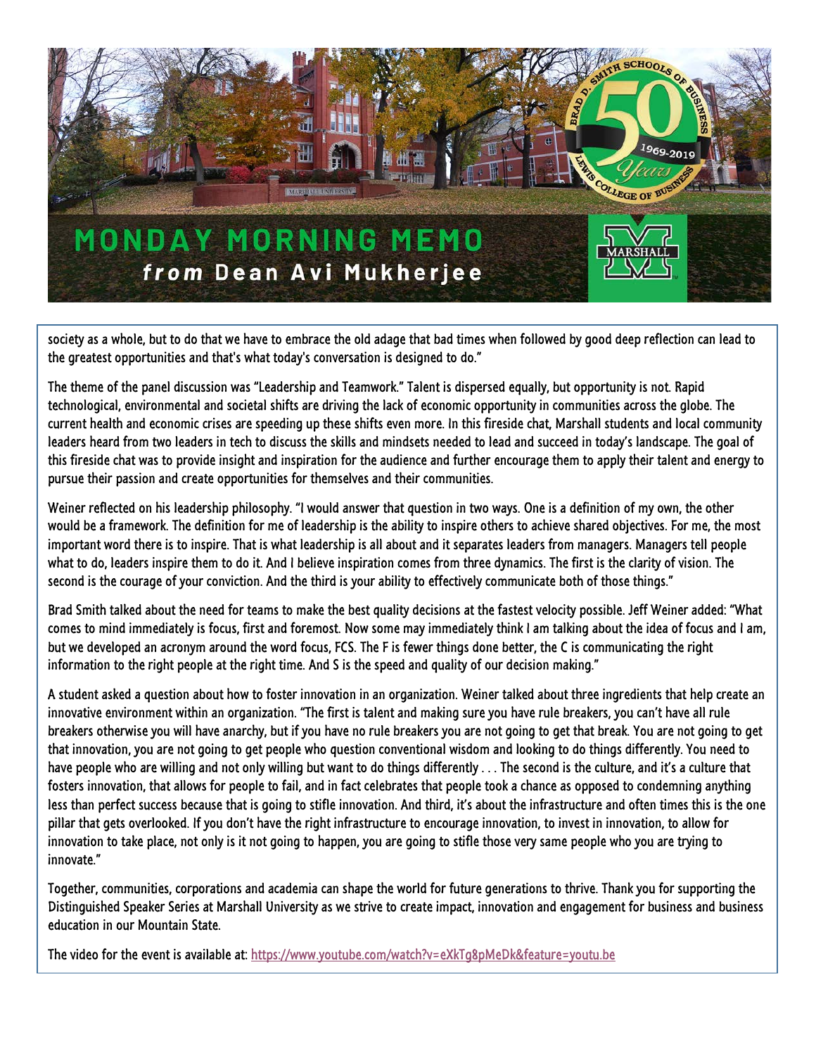# MONDAY MORNING MEMO

***from*** **Dean Avi Mukherjee**

society as a whole, but to do that we have to embrace the old adage that bad times when followed by good deep reflection can lead to the greatest opportunities and that's what today's conversation is designed to do."

The theme of the panel discussion was "Leadership and Teamwork." Talent is dispersed equally, but opportunity is not. Rapid technological, environmental and societal shifts are driving the lack of economic opportunity in communities across the globe. The current health and economic crises are speeding up these shifts even more. In this fireside chat, Marshall students and local community leaders heard from two leaders in tech to discuss the skills and mindsets needed to lead and succeed in today's landscape. The goal of this fireside chat was to provide insight and inspiration for the audience and further encourage them to apply their talent and energy to pursue their passion and create opportunities for themselves and their communities.

Weiner reflected on his leadership philosophy. "I would answer that question in two ways. One is a definition of my own, the other would be a framework. The definition for me of leadership is the ability to inspire others to achieve shared objectives. For me, the most important word there is to inspire. That is what leadership is all about and it separates leaders from managers. Managers tell people what to do, leaders inspire them to do it. And I believe inspiration comes from three dynamics. The first is the clarity of vision. The second is the courage of your conviction. And the third is your ability to effectively communicate both of those things."

Brad Smith talked about the need for teams to make the best quality decisions at the fastest velocity possible. Jeff Weiner added: "What comes to mind immediately is focus, first and foremost. Now some may immediately think I am talking about the idea of focus and I am, but we developed an acronym around the word focus, FCS. The F is fewer things done better, the C is communicating the right information to the right people at the right time. And S is the speed and quality of our decision making."

A student asked a question about how to foster innovation in an organization. Weiner talked about three ingredients that help create an innovative environment within an organization. "The first is talent and making sure you have rule breakers, you can't have all rule breakers otherwise you will have anarchy, but if you have no rule breakers you are not going to get that break. You are not going to get that innovation, you are not going to get people who question conventional wisdom and looking to do things differently. You need to have people who are willing and not only willing but want to do things differently . . . The second is the culture, and it's a culture that fosters innovation, that allows for people to fail, and in fact celebrates that people took a chance as opposed to condemning anything less than perfect success because that is going to stifle innovation. And third, it's about the infrastructure and often times this is the one pillar that gets overlooked. If you don't have the right infrastructure to encourage innovation, to invest in innovation, to allow for innovation to take place, not only is it not going to happen, you are going to stifle those very same people who you are trying to innovate."

Together, communities, corporations and academia can shape the world for future generations to thrive. Thank you for supporting the Distinguished Speaker Series at Marshall University as we strive to create impact, innovation and engagement for business and business education in our Mountain State.

The video for the event is available at: https://www.youtube.com/watch?v=eXkTg8pMeDk&feature=youtu.be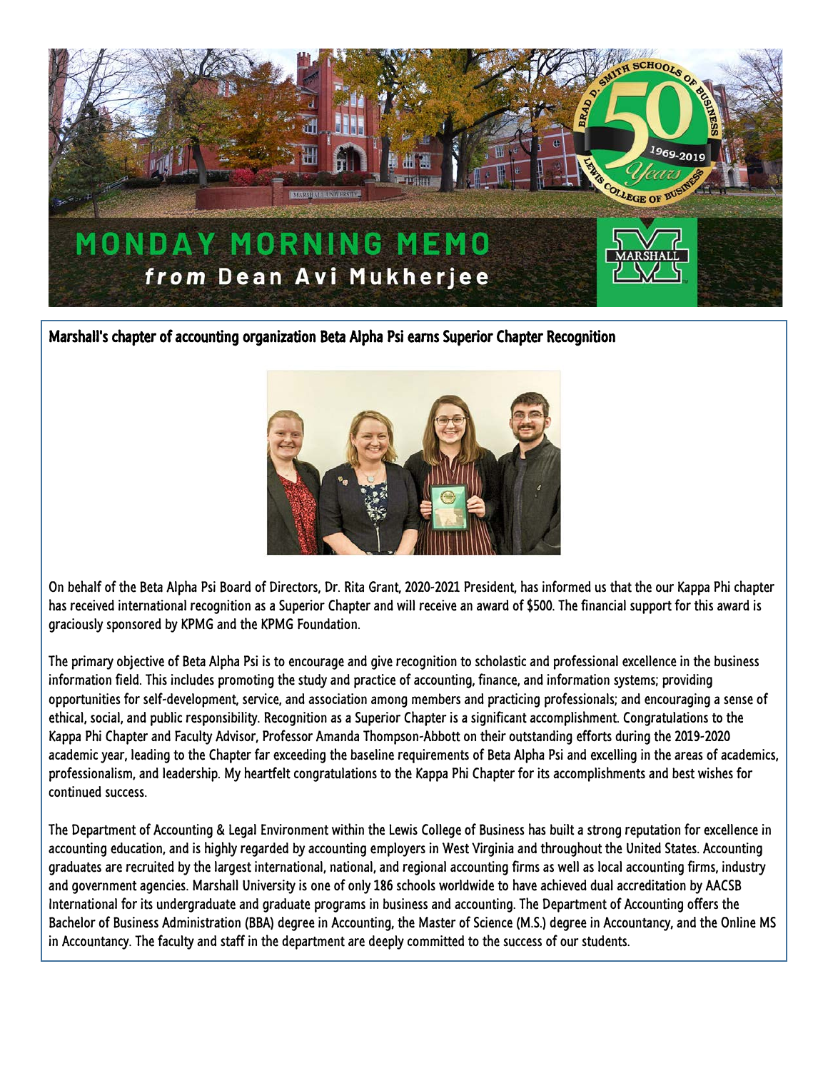# MONDAY MORNING MEMO

*from* **Dean Avi Mukherjee**

## Marshall's chapter of accounting organization Beta Alpha Psi earns Superior Chapter Recognition

On behalf of the Beta Alpha Psi Board of Directors, Dr. Rita Grant, 2020-2021 President, has informed us that the our Kappa Phi chapter has received international recognition as a Superior Chapter and will receive an award of $500. The financial support for this award is graciously sponsored by KPMG and the KPMG Foundation.

The primary objective of Beta Alpha Psi is to encourage and give recognition to scholastic and professional excellence in the business information field. This includes promoting the study and practice of accounting, finance, and information systems; providing opportunities for self-development, service, and association among members and practicing professionals; and encouraging a sense of ethical, social, and public responsibility. Recognition as a Superior Chapter is a significant accomplishment. Congratulations to the Kappa Phi Chapter and Faculty Advisor, Professor Amanda Thompson-Abbott on their outstanding efforts during the 2019-2020 academic year, leading to the Chapter far exceeding the baseline requirements of Beta Alpha Psi and excelling in the areas of academics, professionalism, and leadership. My heartfelt congratulations to the Kappa Phi Chapter for its accomplishments and best wishes for continued success.

The Department of Accounting & Legal Environment within the Lewis College of Business has built a strong reputation for excellence in accounting education, and is highly regarded by accounting employers in West Virginia and throughout the United States. Accounting graduates are recruited by the largest international, national, and regional accounting firms as well as local accounting firms, industry and government agencies. Marshall University is one of only 186 schools worldwide to have achieved dual accreditation by AACSB International for its undergraduate and graduate programs in business and accounting. The Department of Accounting offers the Bachelor of Business Administration (BBA) degree in Accounting, the Master of Science (M.S.) degree in Accountancy, and the Online MS in Accountancy. The faculty and staff in the department are deeply committed to the success of our students.